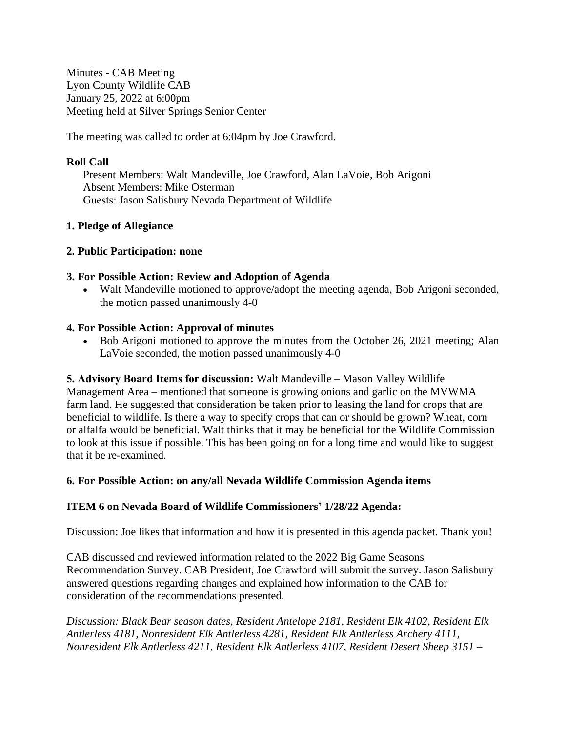Minutes - CAB Meeting
Lyon County Wildlife CAB
January 25, 2022 at 6:00pm
Meeting held at Silver Springs Senior Center

The meeting was called to order at 6:04pm by Joe Crawford.

**Roll Call**

Present Members: Walt Mandeville, Joe Crawford, Alan LaVoie, Bob Arigoni
Absent Members: Mike Osterman
Guests: Jason Salisbury Nevada Department of Wildlife

**1. Pledge of Allegiance**

**2. Public Participation: none**

**3. For Possible Action: Review and Adoption of Agenda**

- Walt Mandeville motioned to approve/adopt the meeting agenda, Bob Arigoni seconded, the motion passed unanimously 4-0

**4. For Possible Action: Approval of minutes**

- Bob Arigoni motioned to approve the minutes from the October 26, 2021 meeting; Alan LaVoie seconded, the motion passed unanimously 4-0

**5. Advisory Board Items for discussion:** Walt Mandeville – Mason Valley Wildlife Management Area – mentioned that someone is growing onions and garlic on the MVWMA farm land. He suggested that consideration be taken prior to leasing the land for crops that are beneficial to wildlife. Is there a way to specify crops that can or should be grown? Wheat, corn or alfalfa would be beneficial. Walt thinks that it may be beneficial for the Wildlife Commission to look at this issue if possible. This has been going on for a long time and would like to suggest that it be re-examined.

**6. For Possible Action: on any/all Nevada Wildlife Commission Agenda items**

**ITEM 6 on Nevada Board of Wildlife Commissioners' 1/28/22 Agenda:**

Discussion: Joe likes that information and how it is presented in this agenda packet. Thank you!

CAB discussed and reviewed information related to the 2022 Big Game Seasons Recommendation Survey. CAB President, Joe Crawford will submit the survey. Jason Salisbury answered questions regarding changes and explained how information to the CAB for consideration of the recommendations presented.

*Discussion: Black Bear season dates, Resident Antelope 2181, Resident Elk 4102, Resident Elk Antlerless 4181, Nonresident Elk Antlerless 4281, Resident Elk Antlerless Archery 4111, Nonresident Elk Antlerless 4211, Resident Elk Antlerless 4107, Resident Desert Sheep 3151 –*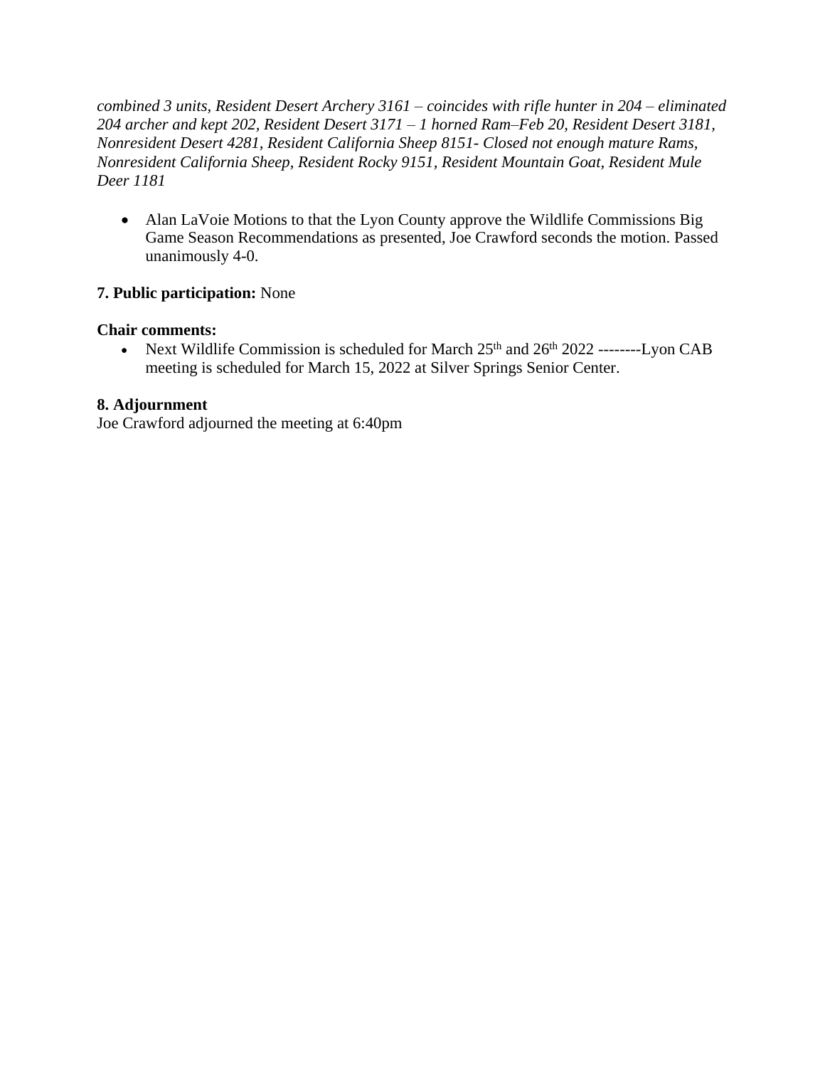*combined 3 units, Resident Desert Archery 3161 – coincides with rifle hunter in 204 – eliminated 204 archer and kept 202, Resident Desert 3171 – 1 horned Ram–Feb 20, Resident Desert 3181, Nonresident Desert 4281, Resident California Sheep 8151- Closed not enough mature Rams, Nonresident California Sheep, Resident Rocky 9151, Resident Mountain Goat, Resident Mule Deer 1181*

- Alan LaVoie Motions to that the Lyon County approve the Wildlife Commissions Big Game Season Recommendations as presented, Joe Crawford seconds the motion. Passed unanimously 4-0.

**7. Public participation:** None

**Chair comments:**

- Next Wildlife Commission is scheduled for March 25th and 26th 2022 --------Lyon CAB meeting is scheduled for March 15, 2022 at Silver Springs Senior Center.

**8. Adjournment**

Joe Crawford adjourned the meeting at 6:40pm